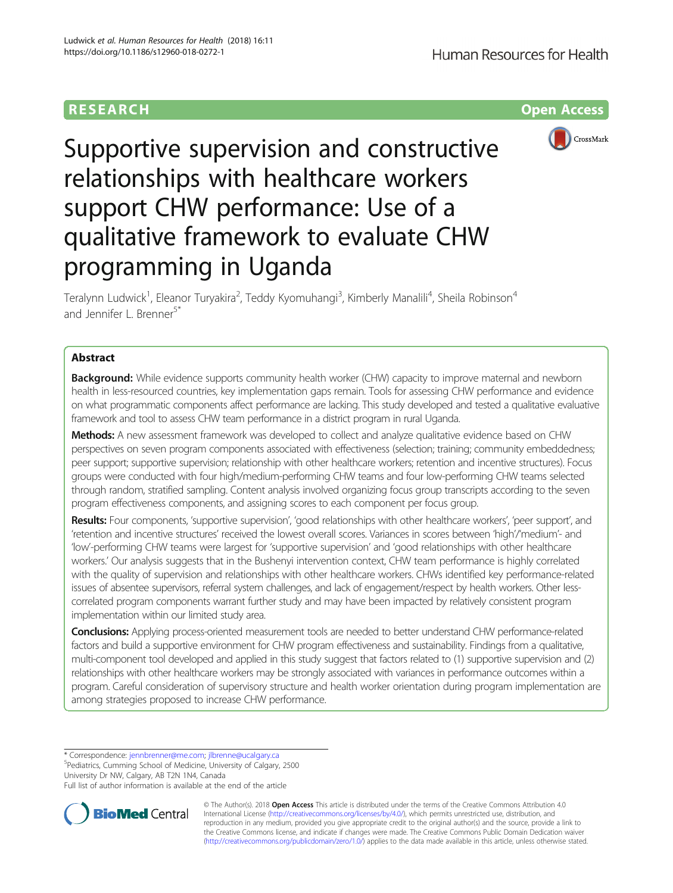RESEARCH

Open Access

# Supportive supervision and constructive relationships with healthcare workers support CHW performance: Use of a qualitative framework to evaluate CHW programming in Uganda

Teralynn Ludwick[1], Eleanor Turyakira[2], Teddy Kyomuhangi[3], Kimberly Manalili[4], Sheila Robinson[4] and Jennifer L. Brenner[5*]

## Abstract

**Background:** While evidence supports community health worker (CHW) capacity to improve maternal and newborn health in less-resourced countries, key implementation gaps remain. Tools for assessing CHW performance and evidence on what programmatic components affect performance are lacking. This study developed and tested a qualitative evaluative framework and tool to assess CHW team performance in a district program in rural Uganda.

**Methods:** A new assessment framework was developed to collect and analyze qualitative evidence based on CHW perspectives on seven program components associated with effectiveness (selection; training; community embeddedness; peer support; supportive supervision; relationship with other healthcare workers; retention and incentive structures). Focus groups were conducted with four high/medium-performing CHW teams and four low-performing CHW teams selected through random, stratified sampling. Content analysis involved organizing focus group transcripts according to the seven program effectiveness components, and assigning scores to each component per focus group.

**Results:** Four components, 'supportive supervision', 'good relationships with other healthcare workers', 'peer support', and 'retention and incentive structures' received the lowest overall scores. Variances in scores between 'high'/'medium'- and 'low'-performing CHW teams were largest for 'supportive supervision' and 'good relationships with other healthcare workers.' Our analysis suggests that in the Bushenyi intervention context, CHW team performance is highly correlated with the quality of supervision and relationships with other healthcare workers. CHWs identified key performance-related issues of absentee supervisors, referral system challenges, and lack of engagement/respect by health workers. Other less-correlated program components warrant further study and may have been impacted by relatively consistent program implementation within our limited study area.

**Conclusions:** Applying process-oriented measurement tools are needed to better understand CHW performance-related factors and build a supportive environment for CHW program effectiveness and sustainability. Findings from a qualitative, multi-component tool developed and applied in this study suggest that factors related to (1) supportive supervision and (2) relationships with other healthcare workers may be strongly associated with variances in performance outcomes within a program. Careful consideration of supervisory structure and health worker orientation during program implementation are among strategies proposed to increase CHW performance.

---

\* Correspondence: jennbrenner@me.com; jlbrenne@ucalgary.ca

[5]Pediatrics, Cumming School of Medicine, University of Calgary, 2500 University Dr NW, Calgary, AB T2N 1N4, Canada

Full list of author information is available at the end of the article

© The Author(s). 2018 **Open Access** This article is distributed under the terms of the Creative Commons Attribution 4.0 International License (http://creativecommons.org/licenses/by/4.0/), which permits unrestricted use, distribution, and reproduction in any medium, provided you give appropriate credit to the original author(s) and the source, provide a link to the Creative Commons license, and indicate if changes were made. The Creative Commons Public Domain Dedication waiver (http://creativecommons.org/publicdomain/zero/1.0/) applies to the data made available in this article, unless otherwise stated.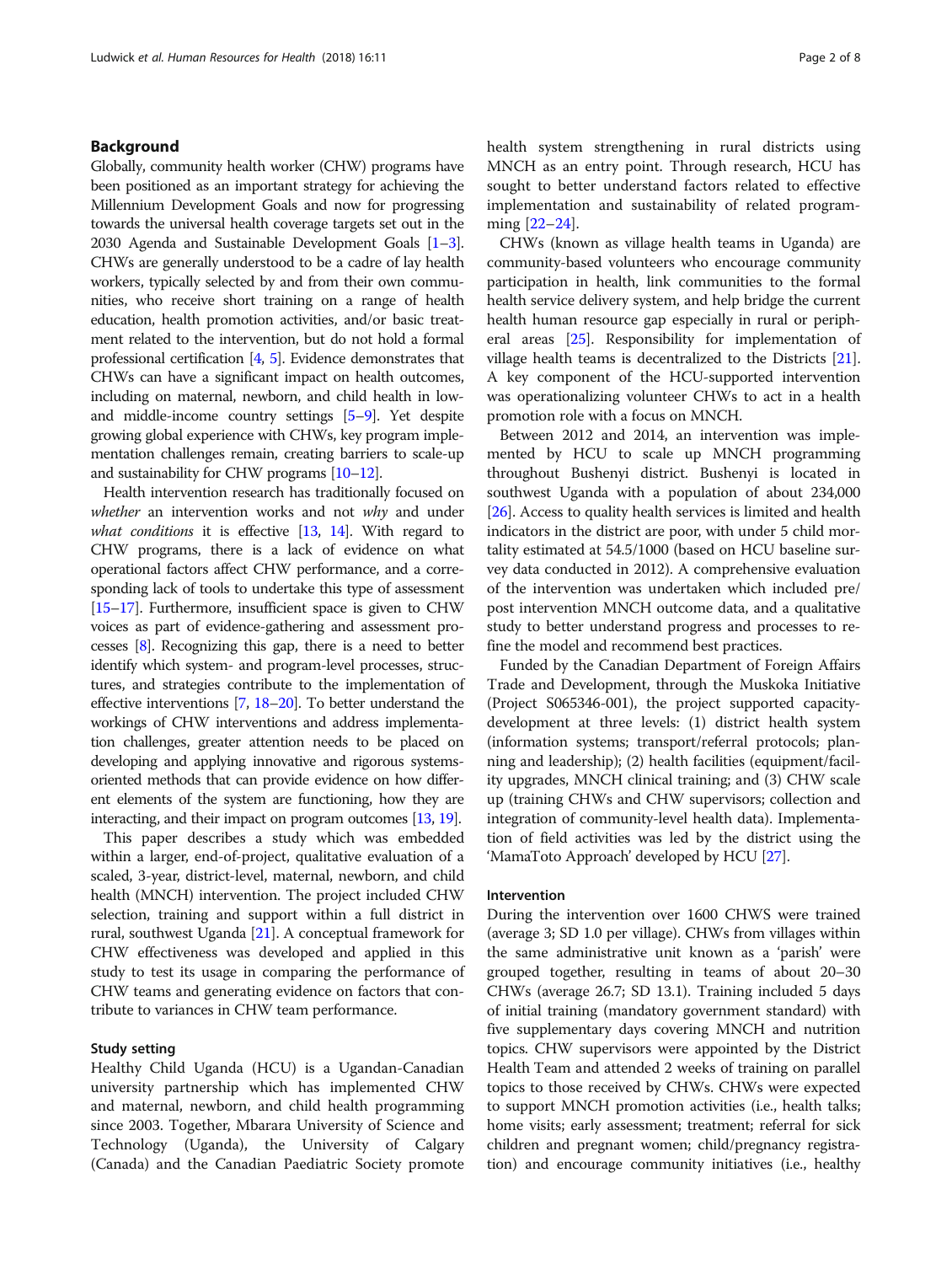## Background

Globally, community health worker (CHW) programs have been positioned as an important strategy for achieving the Millennium Development Goals and now for progressing towards the universal health coverage targets set out in the 2030 Agenda and Sustainable Development Goals [1–3]. CHWs are generally understood to be a cadre of lay health workers, typically selected by and from their own communities, who receive short training on a range of health education, health promotion activities, and/or basic treatment related to the intervention, but do not hold a formal professional certification [4, 5]. Evidence demonstrates that CHWs can have a significant impact on health outcomes, including on maternal, newborn, and child health in low- and middle-income country settings [5–9]. Yet despite growing global experience with CHWs, key program implementation challenges remain, creating barriers to scale-up and sustainability for CHW programs [10–12].

Health intervention research has traditionally focused on *whether* an intervention works and not *why* and under *what conditions* it is effective [13, 14]. With regard to CHW programs, there is a lack of evidence on what operational factors affect CHW performance, and a corresponding lack of tools to undertake this type of assessment [15–17]. Furthermore, insufficient space is given to CHW voices as part of evidence-gathering and assessment processes [8]. Recognizing this gap, there is a need to better identify which system- and program-level processes, structures, and strategies contribute to the implementation of effective interventions [7, 18–20]. To better understand the workings of CHW interventions and address implementation challenges, greater attention needs to be placed on developing and applying innovative and rigorous systems-oriented methods that can provide evidence on how different elements of the system are functioning, how they are interacting, and their impact on program outcomes [13, 19].

This paper describes a study which was embedded within a larger, end-of-project, qualitative evaluation of a scaled, 3-year, district-level, maternal, newborn, and child health (MNCH) intervention. The project included CHW selection, training and support within a full district in rural, southwest Uganda [21]. A conceptual framework for CHW effectiveness was developed and applied in this study to test its usage in comparing the performance of CHW teams and generating evidence on factors that contribute to variances in CHW team performance.

### Study setting

Healthy Child Uganda (HCU) is a Ugandan-Canadian university partnership which has implemented CHW and maternal, newborn, and child health programming since 2003. Together, Mbarara University of Science and Technology (Uganda), the University of Calgary (Canada) and the Canadian Paediatric Society promote health system strengthening in rural districts using MNCH as an entry point. Through research, HCU has sought to better understand factors related to effective implementation and sustainability of related programming [22–24].

CHWs (known as village health teams in Uganda) are community-based volunteers who encourage community participation in health, link communities to the formal health service delivery system, and help bridge the current health human resource gap especially in rural or peripheral areas [25]. Responsibility for implementation of village health teams is decentralized to the Districts [21]. A key component of the HCU-supported intervention was operationalizing volunteer CHWs to act in a health promotion role with a focus on MNCH.

Between 2012 and 2014, an intervention was implemented by HCU to scale up MNCH programming throughout Bushenyi district. Bushenyi is located in southwest Uganda with a population of about 234,000 [26]. Access to quality health services is limited and health indicators in the district are poor, with under 5 child mortality estimated at 54.5/1000 (based on HCU baseline survey data conducted in 2012). A comprehensive evaluation of the intervention was undertaken which included pre/post intervention MNCH outcome data, and a qualitative study to better understand progress and processes to refine the model and recommend best practices.

Funded by the Canadian Department of Foreign Affairs Trade and Development, through the Muskoka Initiative (Project S065346-001), the project supported capacity-development at three levels: (1) district health system (information systems; transport/referral protocols; planning and leadership); (2) health facilities (equipment/facility upgrades, MNCH clinical training; and (3) CHW scale up (training CHWs and CHW supervisors; collection and integration of community-level health data). Implementation of field activities was led by the district using the 'MamaToto Approach' developed by HCU [27].

### Intervention

During the intervention over 1600 CHWS were trained (average 3; SD 1.0 per village). CHWs from villages within the same administrative unit known as a 'parish' were grouped together, resulting in teams of about 20–30 CHWs (average 26.7; SD 13.1). Training included 5 days of initial training (mandatory government standard) with five supplementary days covering MNCH and nutrition topics. CHW supervisors were appointed by the District Health Team and attended 2 weeks of training on parallel topics to those received by CHWs. CHWs were expected to support MNCH promotion activities (i.e., health talks; home visits; early assessment; treatment; referral for sick children and pregnant women; child/pregnancy registration) and encourage community initiatives (i.e., healthy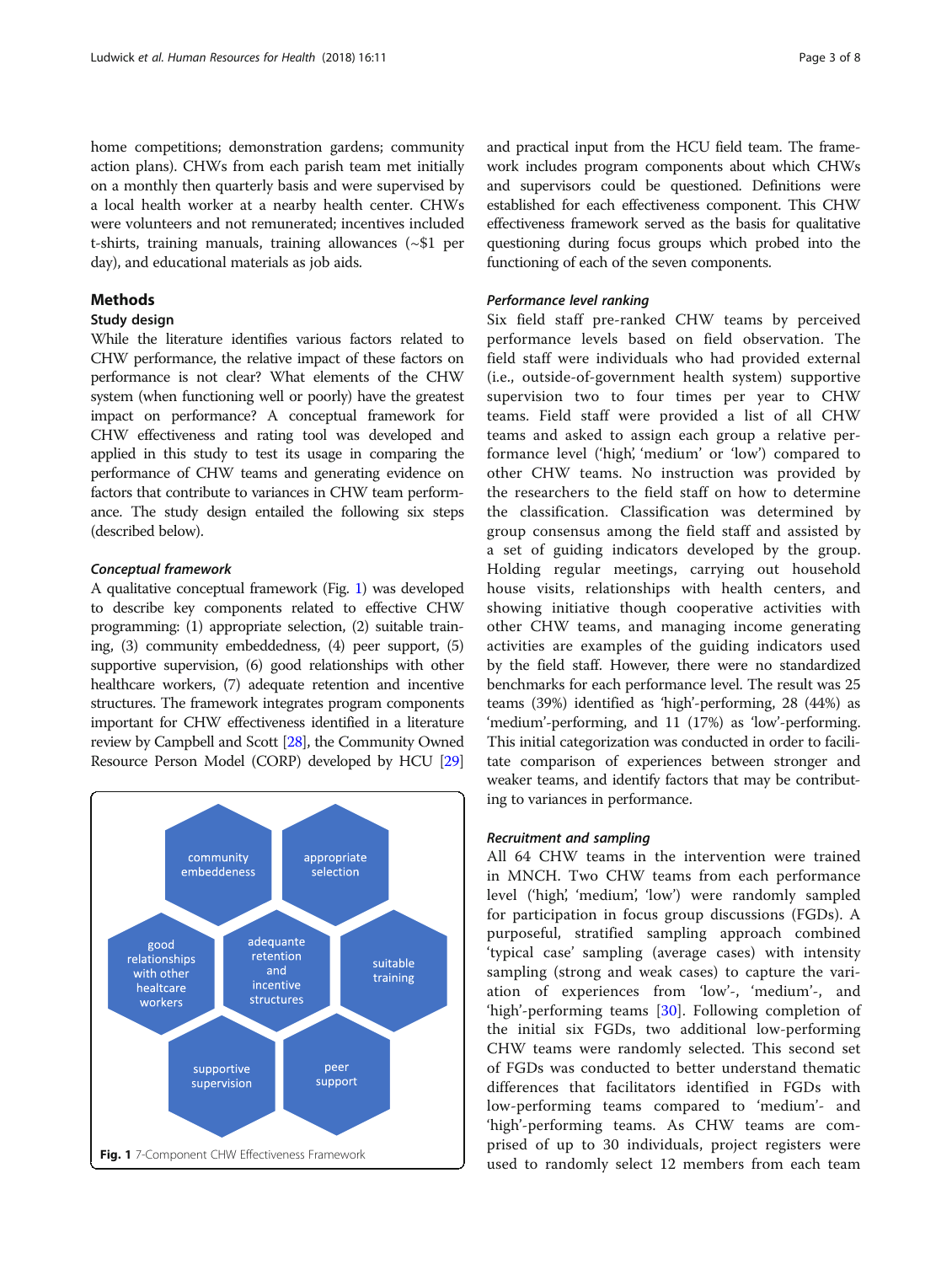home competitions; demonstration gardens; community action plans). CHWs from each parish team met initially on a monthly then quarterly basis and were supervised by a local health worker at a nearby health center. CHWs were volunteers and not remunerated; incentives included t-shirts, training manuals, training allowances (~$1 per day), and educational materials as job aids.

## Methods

### Study design

While the literature identifies various factors related to CHW performance, the relative impact of these factors on performance is not clear? What elements of the CHW system (when functioning well or poorly) have the greatest impact on performance? A conceptual framework for CHW effectiveness and rating tool was developed and applied in this study to test its usage in comparing the performance of CHW teams and generating evidence on factors that contribute to variances in CHW team performance. The study design entailed the following six steps (described below).

#### *Conceptual framework*

A qualitative conceptual framework (Fig. 1) was developed to describe key components related to effective CHW programming: (1) appropriate selection, (2) suitable training, (3) community embeddedness, (4) peer support, (5) supportive supervision, (6) good relationships with other healthcare workers, (7) adequate retention and incentive structures. The framework integrates program components important for CHW effectiveness identified in a literature review by Campbell and Scott [28], the Community Owned Resource Person Model (CORP) developed by HCU [29] and practical input from the HCU field team. The framework includes program components about which CHWs and supervisors could be questioned. Definitions were established for each effectiveness component. This CHW effectiveness framework served as the basis for qualitative questioning during focus groups which probed into the functioning of each of the seven components.

community embeddeness
appropriate selection
good relationships with other healtcare workers
adequate retention and incentive structures
suitable training
supportive supervision
peer support

**Fig. 1** 7-Component CHW Effectiveness Framework

#### *Performance level ranking*

Six field staff pre-ranked CHW teams by perceived performance levels based on field observation. The field staff were individuals who had provided external (i.e., outside-of-government health system) supportive supervision two to four times per year to CHW teams. Field staff were provided a list of all CHW teams and asked to assign each group a relative performance level ('high', 'medium' or 'low') compared to other CHW teams. No instruction was provided by the researchers to the field staff on how to determine the classification. Classification was determined by group consensus among the field staff and assisted by a set of guiding indicators developed by the group. Holding regular meetings, carrying out household house visits, relationships with health centers, and showing initiative though cooperative activities with other CHW teams, and managing income generating activities are examples of the guiding indicators used by the field staff. However, there were no standardized benchmarks for each performance level. The result was 25 teams (39%) identified as 'high'-performing, 28 (44%) as 'medium'-performing, and 11 (17%) as 'low'-performing. This initial categorization was conducted in order to facilitate comparison of experiences between stronger and weaker teams, and identify factors that may be contributing to variances in performance.

#### *Recruitment and sampling*

All 64 CHW teams in the intervention were trained in MNCH. Two CHW teams from each performance level ('high', 'medium', 'low') were randomly sampled for participation in focus group discussions (FGDs). A purposeful, stratified sampling approach combined 'typical case' sampling (average cases) with intensity sampling (strong and weak cases) to capture the variation of experiences from 'low'-, 'medium'-, and 'high'-performing teams [30]. Following completion of the initial six FGDs, two additional low-performing CHW teams were randomly selected. This second set of FGDs was conducted to better understand thematic differences that facilitators identified in FGDs with low-performing teams compared to 'medium'- and 'high'-performing teams. As CHW teams are comprised of up to 30 individuals, project registers were used to randomly select 12 members from each team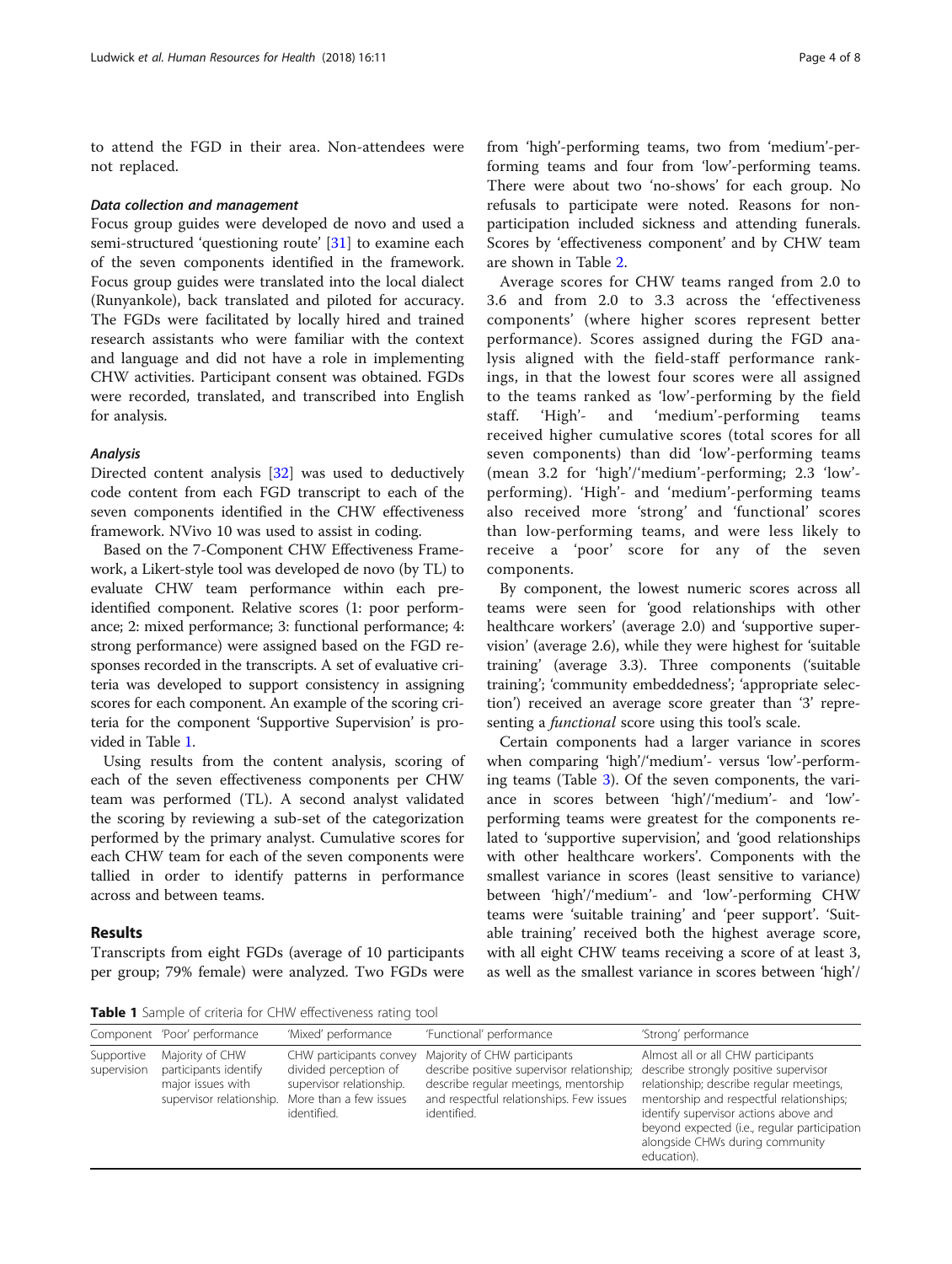to attend the FGD in their area. Non-attendees were not replaced.

#### *Data collection and management*

Focus group guides were developed de novo and used a semi-structured 'questioning route' [31] to examine each of the seven components identified in the framework. Focus group guides were translated into the local dialect (Runyankole), back translated and piloted for accuracy. The FGDs were facilitated by locally hired and trained research assistants who were familiar with the context and language and did not have a role in implementing CHW activities. Participant consent was obtained. FGDs were recorded, translated, and transcribed into English for analysis.

#### *Analysis*

Directed content analysis [32] was used to deductively code content from each FGD transcript to each of the seven components identified in the CHW effectiveness framework. NVivo 10 was used to assist in coding.

Based on the 7-Component CHW Effectiveness Framework, a Likert-style tool was developed de novo (by TL) to evaluate CHW team performance within each pre-identified component. Relative scores (1: poor performance; 2: mixed performance; 3: functional performance; 4: strong performance) were assigned based on the FGD responses recorded in the transcripts. A set of evaluative criteria was developed to support consistency in assigning scores for each component. An example of the scoring criteria for the component 'Supportive Supervision' is provided in Table 1.

Using results from the content analysis, scoring of each of the seven effectiveness components per CHW team was performed (TL). A second analyst validated the scoring by reviewing a sub-set of the categorization performed by the primary analyst. Cumulative scores for each CHW team for each of the seven components were tallied in order to identify patterns in performance across and between teams.

## Results

Transcripts from eight FGDs (average of 10 participants per group; 79% female) were analyzed. Two FGDs were from 'high'-performing teams, two from 'medium'-performing teams and four from 'low'-performing teams. There were about two 'no-shows' for each group. No refusals to participate were noted. Reasons for non-participation included sickness and attending funerals. Scores by 'effectiveness component' and by CHW team are shown in Table 2.

Average scores for CHW teams ranged from 2.0 to 3.6 and from 2.0 to 3.3 across the 'effectiveness components' (where higher scores represent better performance). Scores assigned during the FGD analysis aligned with the field-staff performance rankings, in that the lowest four scores were all assigned to the teams ranked as 'low'-performing by the field staff. 'High'- and 'medium'-performing teams received higher cumulative scores (total scores for all seven components) than did 'low'-performing teams (mean 3.2 for 'high'/'medium'-performing; 2.3 'low'-performing). 'High'- and 'medium'-performing teams also received more 'strong' and 'functional' scores than low-performing teams, and were less likely to receive a 'poor' score for any of the seven components.

By component, the lowest numeric scores across all teams were seen for 'good relationships with other healthcare workers' (average 2.0) and 'supportive supervision' (average 2.6), while they were highest for 'suitable training' (average 3.3). Three components ('suitable training'; 'community embeddedness'; 'appropriate selection') received an average score greater than '3' representing a *functional* score using this tool's scale.

Certain components had a larger variance in scores when comparing 'high'/'medium'- versus 'low'-performing teams (Table 3). Of the seven components, the variance in scores between 'high'/'medium'- and 'low'-performing teams were greatest for the components related to 'supportive supervision', and 'good relationships with other healthcare workers'. Components with the smallest variance in scores (least sensitive to variance) between 'high'/'medium'- and 'low'-performing CHW teams were 'suitable training' and 'peer support'. 'Suitable training' received both the highest average score, with all eight CHW teams receiving a score of at least 3, as well as the smallest variance in scores between 'high'/

**Table 1** Sample of criteria for CHW effectiveness rating tool

| Component | 'Poor' performance | 'Mixed' performance | 'Functional' performance | 'Strong' performance |
|---|---|---|---|---|
| Supportive supervision | Majority of CHW participants identify major issues with supervisor relationship. | CHW participants convey divided perception of supervisor relationship. More than a few issues identified. | Majority of CHW participants describe positive supervisor relationship; describe regular meetings, mentorship and respectful relationships. Few issues identified. | Almost all or all CHW participants describe strongly positive supervisor relationship; describe regular meetings, mentorship and respectful relationships; identify supervisor actions above and beyond expected (i.e., regular participation alongside CHWs during community education). |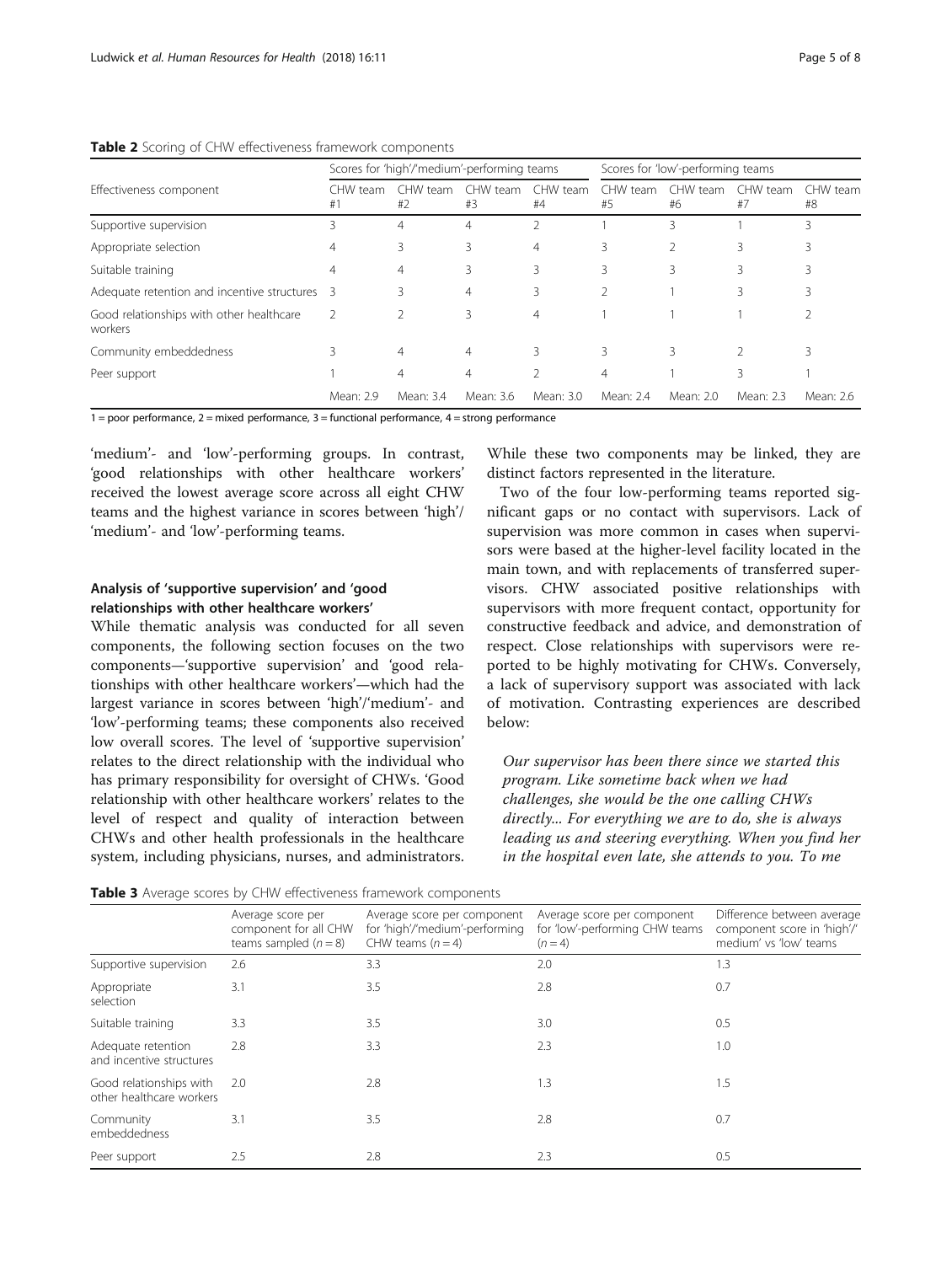**Table 2** Scoring of CHW effectiveness framework components

| Effectiveness component | Scores for 'high'/'medium'-performing teams | | | | Scores for 'low'-performing teams | | | |
|---|---|---|---|---|---|---|---|---|
| | CHW team #1 | CHW team #2 | CHW team #3 | CHW team #4 | CHW team #5 | CHW team #6 | CHW team #7 | CHW team #8 |
| Supportive supervision | 3 | 4 | 4 | 2 | 1 | 3 | 1 | 3 |
| Appropriate selection | 4 | 3 | 3 | 4 | 3 | 2 | 3 | 3 |
| Suitable training | 4 | 4 | 3 | 3 | 3 | 3 | 3 | 3 |
| Adequate retention and incentive structures | 3 | 3 | 4 | 3 | 2 | 1 | 3 | 3 |
| Good relationships with other healthcare workers | 2 | 2 | 3 | 4 | 1 | 1 | 1 | 2 |
| Community embeddedness | 3 | 4 | 4 | 3 | 3 | 3 | 2 | 3 |
| Peer support | 1 | 4 | 4 | 2 | 4 | 1 | 3 | 1 |
| | Mean: 2.9 | Mean: 3.4 | Mean: 3.6 | Mean: 3.0 | Mean: 2.4 | Mean: 2.0 | Mean: 2.3 | Mean: 2.6 |

1 = poor performance, 2 = mixed performance, 3 = functional performance, 4 = strong performance

'medium'- and 'low'-performing groups. In contrast, 'good relationships with other healthcare workers' received the lowest average score across all eight CHW teams and the highest variance in scores between 'high'/'medium'- and 'low'-performing teams.

### Analysis of 'supportive supervision' and 'good relationships with other healthcare workers'

While thematic analysis was conducted for all seven components, the following section focuses on the two components—'supportive supervision' and 'good relationships with other healthcare workers'—which had the largest variance in scores between 'high'/'medium'- and 'low'-performing teams; these components also received low overall scores. The level of 'supportive supervision' relates to the direct relationship with the individual who has primary responsibility for oversight of CHWs. 'Good relationship with other healthcare workers' relates to the level of respect and quality of interaction between CHWs and other health professionals in the healthcare system, including physicians, nurses, and administrators. While these two components may be linked, they are distinct factors represented in the literature.

Two of the four low-performing teams reported significant gaps or no contact with supervisors. Lack of supervision was more common in cases when supervisors were based at the higher-level facility located in the main town, and with replacements of transferred supervisors. CHW associated positive relationships with supervisors with more frequent contact, opportunity for constructive feedback and advice, and demonstration of respect. Close relationships with supervisors were reported to be highly motivating for CHWs. Conversely, a lack of supervisory support was associated with lack of motivation. Contrasting experiences are described below:

*Our supervisor has been there since we started this program. Like sometime back when we had challenges, she would be the one calling CHWs directly... For everything we are to do, she is always leading us and steering everything. When you find her in the hospital even late, she attends to you. To me*

**Table 3** Average scores by CHW effectiveness framework components

| | Average score per component for all CHW teams sampled ($n = 8$) | Average score per component for 'high'/'medium'-performing CHW teams ($n = 4$) | Average score per component for 'low'-performing CHW teams ($n = 4$) | Difference between average component score in 'high'/'medium' vs 'low' teams |
|---|---|---|---|---|
| Supportive supervision | 2.6 | 3.3 | 2.0 | 1.3 |
| Appropriate selection | 3.1 | 3.5 | 2.8 | 0.7 |
| Suitable training | 3.3 | 3.5 | 3.0 | 0.5 |
| Adequate retention and incentive structures | 2.8 | 3.3 | 2.3 | 1.0 |
| Good relationships with other healthcare workers | 2.0 | 2.8 | 1.3 | 1.5 |
| Community embeddedness | 3.1 | 3.5 | 2.8 | 0.7 |
| Peer support | 2.5 | 2.8 | 2.3 | 0.5 |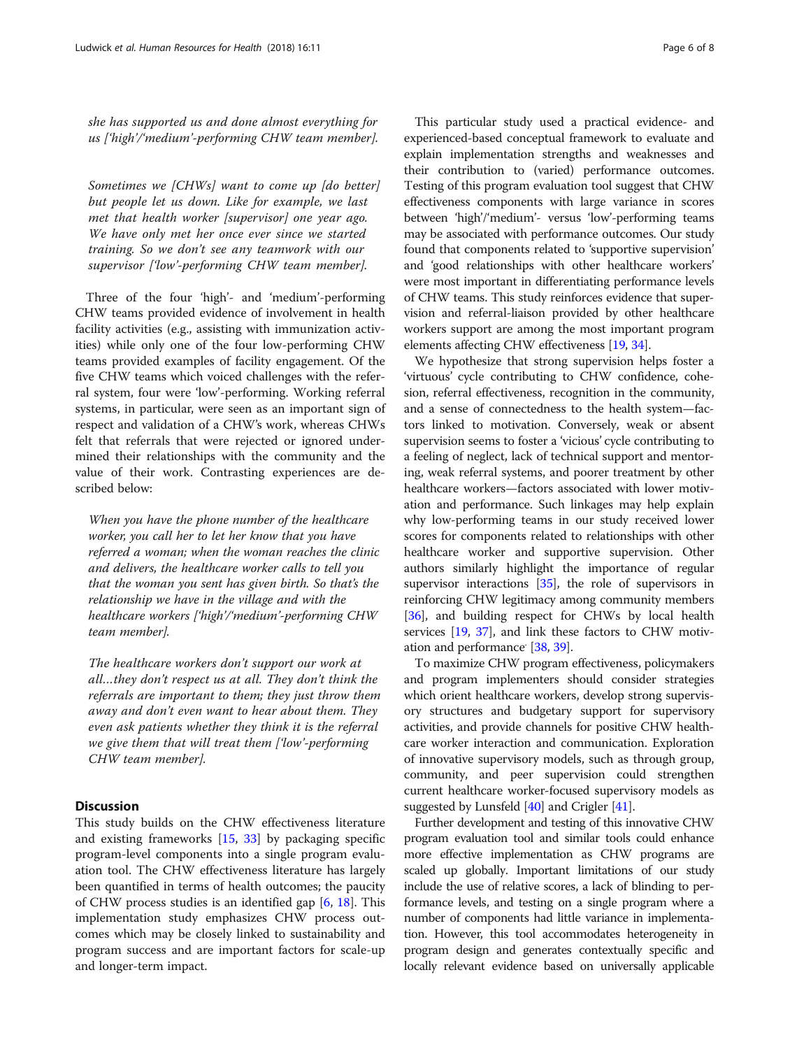*she has supported us and done almost everything for us ['high'/'medium'-performing CHW team member].*

*Sometimes we [CHWs] want to come up [do better] but people let us down. Like for example, we last met that health worker [supervisor] one year ago. We have only met her once ever since we started training. So we don't see any teamwork with our supervisor ['low'-performing CHW team member].*

Three of the four 'high'- and 'medium'-performing CHW teams provided evidence of involvement in health facility activities (e.g., assisting with immunization activities) while only one of the four low-performing CHW teams provided examples of facility engagement. Of the five CHW teams which voiced challenges with the referral system, four were 'low'-performing. Working referral systems, in particular, were seen as an important sign of respect and validation of a CHW's work, whereas CHWs felt that referrals that were rejected or ignored undermined their relationships with the community and the value of their work. Contrasting experiences are described below:

*When you have the phone number of the healthcare worker, you call her to let her know that you have referred a woman; when the woman reaches the clinic and delivers, the healthcare worker calls to tell you that the woman you sent has given birth. So that's the relationship we have in the village and with the healthcare workers ['high'/'medium'-performing CHW team member].*

*The healthcare workers don't support our work at all…they don't respect us at all. They don't think the referrals are important to them; they just throw them away and don't even want to hear about them. They even ask patients whether they think it is the referral we give them that will treat them ['low'-performing CHW team member].*

## Discussion

This study builds on the CHW effectiveness literature and existing frameworks [15, 33] by packaging specific program-level components into a single program evaluation tool. The CHW effectiveness literature has largely been quantified in terms of health outcomes; the paucity of CHW process studies is an identified gap [6, 18]. This implementation study emphasizes CHW process outcomes which may be closely linked to sustainability and program success and are important factors for scale-up and longer-term impact.

This particular study used a practical evidence- and experienced-based conceptual framework to evaluate and explain implementation strengths and weaknesses and their contribution to (varied) performance outcomes. Testing of this program evaluation tool suggest that CHW effectiveness components with large variance in scores between 'high'/'medium'- versus 'low'-performing teams may be associated with performance outcomes. Our study found that components related to 'supportive supervision' and 'good relationships with other healthcare workers' were most important in differentiating performance levels of CHW teams. This study reinforces evidence that supervision and referral-liaison provided by other healthcare workers support are among the most important program elements affecting CHW effectiveness [19, 34].

We hypothesize that strong supervision helps foster a 'virtuous' cycle contributing to CHW confidence, cohesion, referral effectiveness, recognition in the community, and a sense of connectedness to the health system—factors linked to motivation. Conversely, weak or absent supervision seems to foster a 'vicious' cycle contributing to a feeling of neglect, lack of technical support and mentoring, weak referral systems, and poorer treatment by other healthcare workers—factors associated with lower motivation and performance. Such linkages may help explain why low-performing teams in our study received lower scores for components related to relationships with other healthcare worker and supportive supervision. Other authors similarly highlight the importance of regular supervisor interactions [35], the role of supervisors in reinforcing CHW legitimacy among community members [36], and building respect for CHWs by local health services [19, 37], and link these factors to CHW motivation and performance [38, 39].

To maximize CHW program effectiveness, policymakers and program implementers should consider strategies which orient healthcare workers, develop strong supervisory structures and budgetary support for supervisory activities, and provide channels for positive CHW healthcare worker interaction and communication. Exploration of innovative supervisory models, such as through group, community, and peer supervision could strengthen current healthcare worker-focused supervisory models as suggested by Lunsfeld [40] and Crigler [41].

Further development and testing of this innovative CHW program evaluation tool and similar tools could enhance more effective implementation as CHW programs are scaled up globally. Important limitations of our study include the use of relative scores, a lack of blinding to performance levels, and testing on a single program where a number of components had little variance in implementation. However, this tool accommodates heterogeneity in program design and generates contextually specific and locally relevant evidence based on universally applicable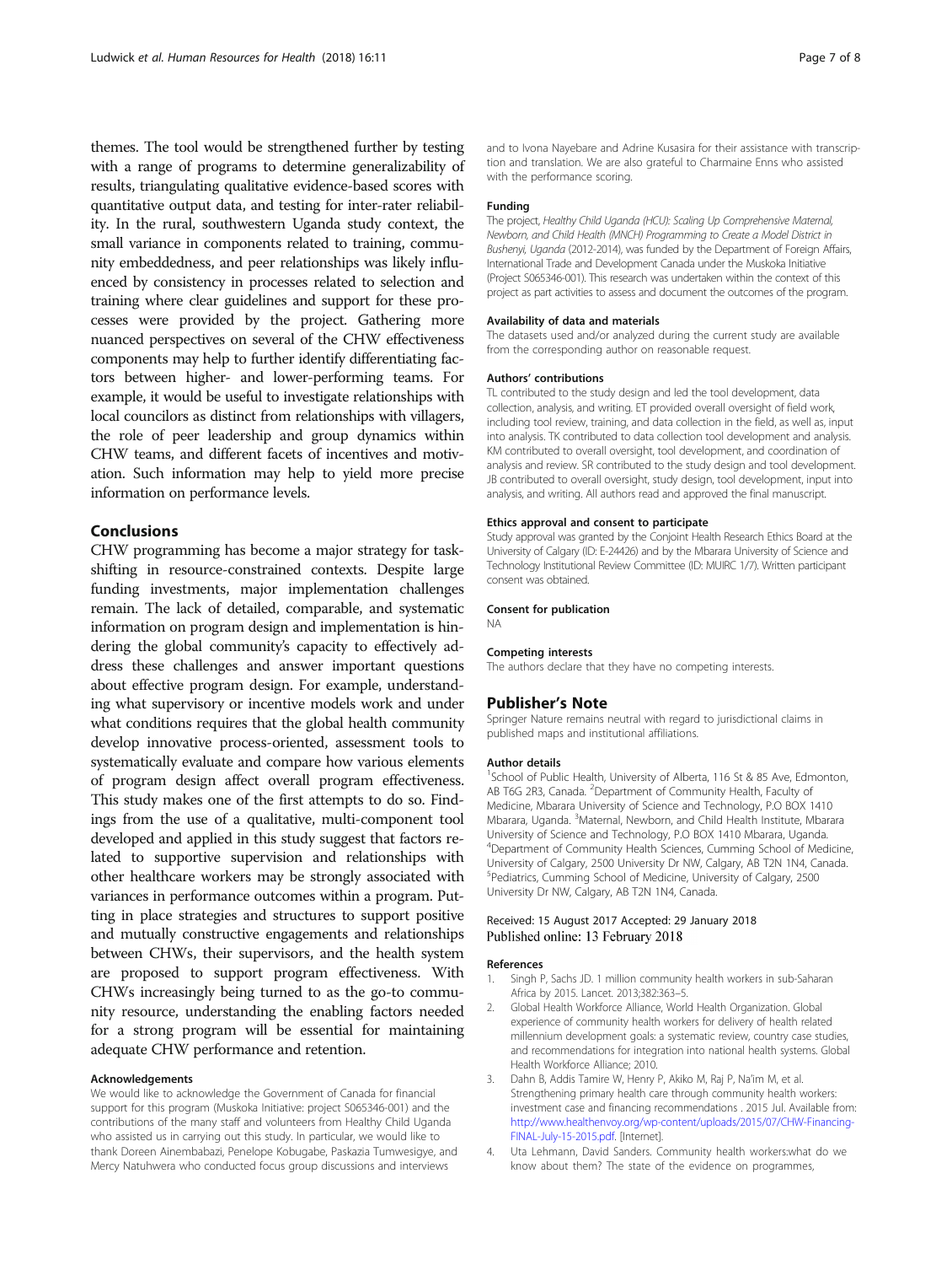themes. The tool would be strengthened further by testing with a range of programs to determine generalizability of results, triangulating qualitative evidence-based scores with quantitative output data, and testing for inter-rater reliability. In the rural, southwestern Uganda study context, the small variance in components related to training, community embeddedness, and peer relationships was likely influenced by consistency in processes related to selection and training where clear guidelines and support for these processes were provided by the project. Gathering more nuanced perspectives on several of the CHW effectiveness components may help to further identify differentiating factors between higher- and lower-performing teams. For example, it would be useful to investigate relationships with local councilors as distinct from relationships with villagers, the role of peer leadership and group dynamics within CHW teams, and different facets of incentives and motivation. Such information may help to yield more precise information on performance levels.

## Conclusions

CHW programming has become a major strategy for task-shifting in resource-constrained contexts. Despite large funding investments, major implementation challenges remain. The lack of detailed, comparable, and systematic information on program design and implementation is hindering the global community's capacity to effectively address these challenges and answer important questions about effective program design. For example, understanding what supervisory or incentive models work and under what conditions requires that the global health community develop innovative process-oriented, assessment tools to systematically evaluate and compare how various elements of program design affect overall program effectiveness. This study makes one of the first attempts to do so. Findings from the use of a qualitative, multi-component tool developed and applied in this study suggest that factors related to supportive supervision and relationships with other healthcare workers may be strongly associated with variances in performance outcomes within a program. Putting in place strategies and structures to support positive and mutually constructive engagements and relationships between CHWs, their supervisors, and the health system are proposed to support program effectiveness. With CHWs increasingly being turned to as the go-to community resource, understanding the enabling factors needed for a strong program will be essential for maintaining adequate CHW performance and retention.

#### Acknowledgements

We would like to acknowledge the Government of Canada for financial support for this program (Muskoka Initiative: project S065346-001) and the contributions of the many staff and volunteers from Healthy Child Uganda who assisted us in carrying out this study. In particular, we would like to thank Doreen Ainembabazi, Penelope Kobugabe, Paskazia Tumwesigye, and Mercy Natuhwera who conducted focus group discussions and interviews and to Ivona Nayebare and Adrine Kusasira for their assistance with transcription and translation. We are also grateful to Charmaine Enns who assisted with the performance scoring.

#### Funding

The project, *Healthy Child Uganda (HCU): Scaling Up Comprehensive Maternal, Newborn, and Child Health (MNCH) Programming to Create a Model District in Bushenyi, Uganda* (2012-2014), was funded by the Department of Foreign Affairs, International Trade and Development Canada under the Muskoka Initiative (Project S065346-001). This research was undertaken within the context of this project as part activities to assess and document the outcomes of the program.

#### Availability of data and materials

The datasets used and/or analyzed during the current study are available from the corresponding author on reasonable request.

#### Authors' contributions

TL contributed to the study design and led the tool development, data collection, analysis, and writing. ET provided overall oversight of field work, including tool review, training, and data collection in the field, as well as, input into analysis. TK contributed to data collection tool development and analysis. KM contributed to overall oversight, tool development, and coordination of analysis and review. SR contributed to the study design and tool development. JB contributed to overall oversight, study design, tool development, input into analysis, and writing. All authors read and approved the final manuscript.

#### Ethics approval and consent to participate

Study approval was granted by the Conjoint Health Research Ethics Board at the University of Calgary (ID: E-24426) and by the Mbarara University of Science and Technology Institutional Review Committee (ID: MUIRC 1/7). Written participant consent was obtained.

#### Consent for publication

NA

#### Competing interests

The authors declare that they have no competing interests.

## Publisher's Note

Springer Nature remains neutral with regard to jurisdictional claims in published maps and institutional affiliations.

#### Author details

[1]School of Public Health, University of Alberta, 116 St & 85 Ave, Edmonton, AB T6G 2R3, Canada. [2]Department of Community Health, Faculty of Medicine, Mbarara University of Science and Technology, P.O BOX 1410 Mbarara, Uganda. [3]Maternal, Newborn, and Child Health Institute, Mbarara University of Science and Technology, P.O BOX 1410 Mbarara, Uganda. [4]Department of Community Health Sciences, Cumming School of Medicine, University of Calgary, 2500 University Dr NW, Calgary, AB T2N 1N4, Canada. [5]Pediatrics, Cumming School of Medicine, University of Calgary, 2500 University Dr NW, Calgary, AB T2N 1N4, Canada.

Received: 15 August 2017 Accepted: 29 January 2018
Published online: 13 February 2018

#### References

1. Singh P, Sachs JD. 1 million community health workers in sub-Saharan Africa by 2015. Lancet. 2013;382:363–5.
2. Global Health Workforce Alliance, World Health Organization. Global experience of community health workers for delivery of health related millennium development goals: a systematic review, country case studies, and recommendations for integration into national health systems. Global Health Workforce Alliance; 2010.
3. Dahn B, Addis Tamire W, Henry P, Akiko M, Raj P, Na'im M, et al. Strengthening primary health care through community health workers: investment case and financing recommendations . 2015 Jul. Available from: http://www.healthenvoy.org/wp-content/uploads/2015/07/CHW-Financing-FINAL-July-15-2015.pdf. [Internet].
4. Uta Lehmann, David Sanders. Community health workers:what do we know about them? The state of the evidence on programmes,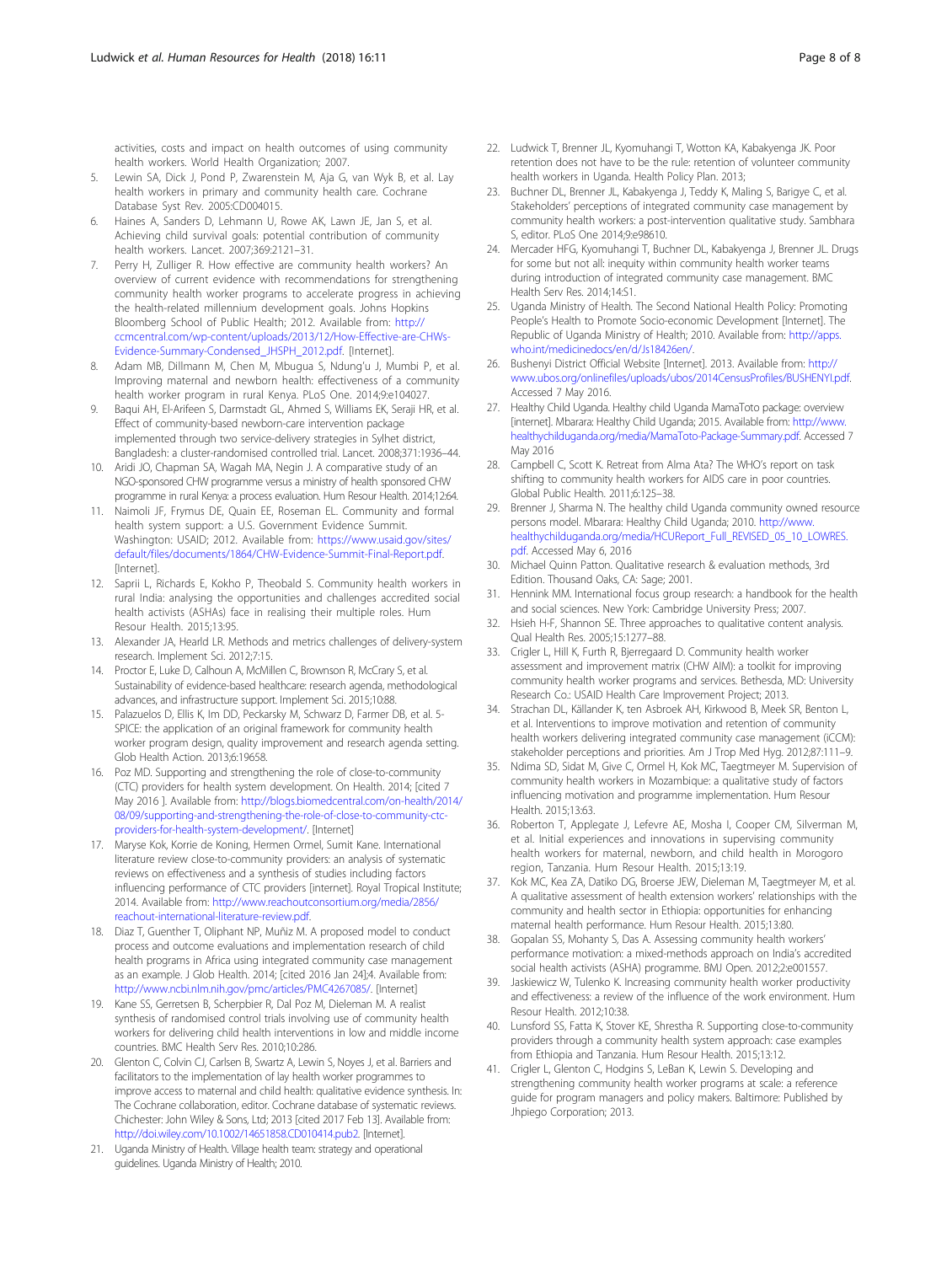activities, costs and impact on health outcomes of using community health workers. World Health Organization; 2007.

5. Lewin SA, Dick J, Pond P, Zwarenstein M, Aja G, van Wyk B, et al. Lay health workers in primary and community health care. Cochrane Database Syst Rev. 2005:CD004015.
6. Haines A, Sanders D, Lehmann U, Rowe AK, Lawn JE, Jan S, et al. Achieving child survival goals: potential contribution of community health workers. Lancet. 2007;369:2121–31.
7. Perry H, Zulliger R. How effective are community health workers? An overview of current evidence with recommendations for strengthening community health worker programs to accelerate progress in achieving the health-related millennium development goals. Johns Hopkins Bloomberg School of Public Health; 2012. Available from: http://ccmcentral.com/wp-content/uploads/2013/12/How-Effective-are-CHWs-Evidence-Summary-Condensed_JHSPH_2012.pdf. [Internet].
8. Adam MB, Dillmann M, Chen M, Mbugua S, Ndung'u J, Mumbi P, et al. Improving maternal and newborn health: effectiveness of a community health worker program in rural Kenya. PLoS One. 2014;9:e104027.
9. Baqui AH, El-Arifeen S, Darmstadt GL, Ahmed S, Williams EK, Seraji HR, et al. Effect of community-based newborn-care intervention package implemented through two service-delivery strategies in Sylhet district, Bangladesh: a cluster-randomised controlled trial. Lancet. 2008;371:1936–44.
10. Aridi JO, Chapman SA, Wagah MA, Negin J. A comparative study of an NGO-sponsored CHW programme versus a ministry of health sponsored CHW programme in rural Kenya: a process evaluation. Hum Resour Health. 2014;12:64.
11. Naimoli JF, Frymus DE, Quain EE, Roseman EL. Community and formal health system support: a U.S. Government Evidence Summit. Washington: USAID; 2012. Available from: https://www.usaid.gov/sites/default/files/documents/1864/CHW-Evidence-Summit-Final-Report.pdf. [Internet].
12. Saprii L, Richards E, Kokho P, Theobald S. Community health workers in rural India: analysing the opportunities and challenges accredited social health activists (ASHAs) face in realising their multiple roles. Hum Resour Health. 2015;13:95.
13. Alexander JA, Hearld LR. Methods and metrics challenges of delivery-system research. Implement Sci. 2012;7:15.
14. Proctor E, Luke D, Calhoun A, McMillen C, Brownson R, McCrary S, et al. Sustainability of evidence-based healthcare: research agenda, methodological advances, and infrastructure support. Implement Sci. 2015;10:88.
15. Palazuelos D, Ellis K, Im DD, Peckarsky M, Schwarz D, Farmer DB, et al. 5-SPICE: the application of an original framework for community health worker program design, quality improvement and research agenda setting. Glob Health Action. 2013;6:19658.
16. Poz MD. Supporting and strengthening the role of close-to-community (CTC) providers for health system development. On Health. 2014; [cited 7 May 2016 ]. Available from: http://blogs.biomedcentral.com/on-health/2014/08/09/supporting-and-strengthening-the-role-of-close-to-community-ctc-providers-for-health-system-development/. [Internet]
17. Maryse Kok, Korrie de Koning, Hermen Ormel, Sumit Kane. International literature review close-to-community providers: an analysis of systematic reviews on effectiveness and a synthesis of studies including factors influencing performance of CTC providers [internet]. Royal Tropical Institute; 2014. Available from: http://www.reachoutconsortium.org/media/2856/reachout-international-literature-review.pdf.
18. Diaz T, Guenther T, Oliphant NP, Muñiz M. A proposed model to conduct process and outcome evaluations and implementation research of child health programs in Africa using integrated community case management as an example. J Glob Health. 2014; [cited 2016 Jan 24];4. Available from: http://www.ncbi.nlm.nih.gov/pmc/articles/PMC4267085/. [Internet]
19. Kane SS, Gerretsen B, Scherpbier R, Dal Poz M, Dieleman M. A realist synthesis of randomised control trials involving use of community health workers for delivering child health interventions in low and middle income countries. BMC Health Serv Res. 2010;10:286.
20. Glenton C, Colvin CJ, Carlsen B, Swartz A, Lewin S, Noyes J, et al. Barriers and facilitators to the implementation of lay health worker programmes to improve access to maternal and child health: qualitative evidence synthesis. In: The Cochrane collaboration, editor. Cochrane database of systematic reviews. Chichester: John Wiley & Sons, Ltd; 2013 [cited 2017 Feb 13]. Available from: http://doi.wiley.com/10.1002/14651858.CD010414.pub2. [Internet].
21. Uganda Ministry of Health. Village health team: strategy and operational guidelines. Uganda Ministry of Health; 2010.
22. Ludwick T, Brenner JL, Kyomuhangi T, Wotton KA, Kabakyenga JK. Poor retention does not have to be the rule: retention of volunteer community health workers in Uganda. Health Policy Plan. 2013;
23. Buchner DL, Brenner JL, Kabakyenga J, Teddy K, Maling S, Barigye C, et al. Stakeholders' perceptions of integrated community case management by community health workers: a post-intervention qualitative study. Sambhara S, editor. PLoS One 2014;9:e98610.
24. Mercader HFG, Kyomuhangi T, Buchner DL, Kabakyenga J, Brenner JL. Drugs for some but not all: inequity within community health worker teams during introduction of integrated community case management. BMC Health Serv Res. 2014;14:S1.
25. Uganda Ministry of Health. The Second National Health Policy: Promoting People's Health to Promote Socio-economic Development [Internet]. The Republic of Uganda Ministry of Health; 2010. Available from: http://apps.who.int/medicinedocs/en/d/Js18426en/.
26. Bushenyi District Official Website [Internet]. 2013. Available from: http://www.ubos.org/onlinefiles/uploads/ubos/2014CensusProfiles/BUSHENYI.pdf. Accessed 7 May 2016.
27. Healthy Child Uganda. Healthy child Uganda MamaToto package: overview [internet]. Mbarara: Healthy Child Uganda; 2015. Available from: http://www.healthychilduganda.org/media/MamaToto-Package-Summary.pdf. Accessed 7 May 2016
28. Campbell C, Scott K. Retreat from Alma Ata? The WHO's report on task shifting to community health workers for AIDS care in poor countries. Global Public Health. 2011;6:125–38.
29. Brenner J, Sharma N. The healthy child Uganda community owned resource persons model. Mbarara: Healthy Child Uganda; 2010. http://www.healthychilduganda.org/media/HCUReport_Full_REVISED_05_10_LOWRES.pdf. Accessed May 6, 2016
30. Michael Quinn Patton. Qualitative research & evaluation methods, 3rd Edition. Thousand Oaks, CA: Sage; 2001.
31. Hennink MM. International focus group research: a handbook for the health and social sciences. New York: Cambridge University Press; 2007.
32. Hsieh H-F, Shannon SE. Three approaches to qualitative content analysis. Qual Health Res. 2005;15:1277–88.
33. Crigler L, Hill K, Furth R, Bjerregaard D. Community health worker assessment and improvement matrix (CHW AIM): a toolkit for improving community health worker programs and services. Bethesda, MD: University Research Co.: USAID Health Care Improvement Project; 2013.
34. Strachan DL, Källander K, ten Asbroek AH, Kirkwood B, Meek SR, Benton L, et al. Interventions to improve motivation and retention of community health workers delivering integrated community case management (iCCM): stakeholder perceptions and priorities. Am J Trop Med Hyg. 2012;87:111–9.
35. Ndima SD, Sidat M, Give C, Ormel H, Kok MC, Taegtmeyer M. Supervision of community health workers in Mozambique: a qualitative study of factors influencing motivation and programme implementation. Hum Resour Health. 2015;13:63.
36. Roberton T, Applegate J, Lefevre AE, Mosha I, Cooper CM, Silverman M, et al. Initial experiences and innovations in supervising community health workers for maternal, newborn, and child health in Morogoro region, Tanzania. Hum Resour Health. 2015;13:19.
37. Kok MC, Kea ZA, Datiko DG, Broerse JEW, Dieleman M, Taegtmeyer M, et al. A qualitative assessment of health extension workers' relationships with the community and health sector in Ethiopia: opportunities for enhancing maternal health performance. Hum Resour Health. 2015;13:80.
38. Gopalan SS, Mohanty S, Das A. Assessing community health workers' performance motivation: a mixed-methods approach on India's accredited social health activists (ASHA) programme. BMJ Open. 2012;2:e001557.
39. Jaskiewicz W, Tulenko K. Increasing community health worker productivity and effectiveness: a review of the influence of the work environment. Hum Resour Health. 2012;10:38.
40. Lunsford SS, Fatta K, Stover KE, Shrestha R. Supporting close-to-community providers through a community health system approach: case examples from Ethiopia and Tanzania. Hum Resour Health. 2015;13:12.
41. Crigler L, Glenton C, Hodgins S, LeBan K, Lewin S. Developing and strengthening community health worker programs at scale: a reference guide for program managers and policy makers. Baltimore: Published by Jhpiego Corporation; 2013.